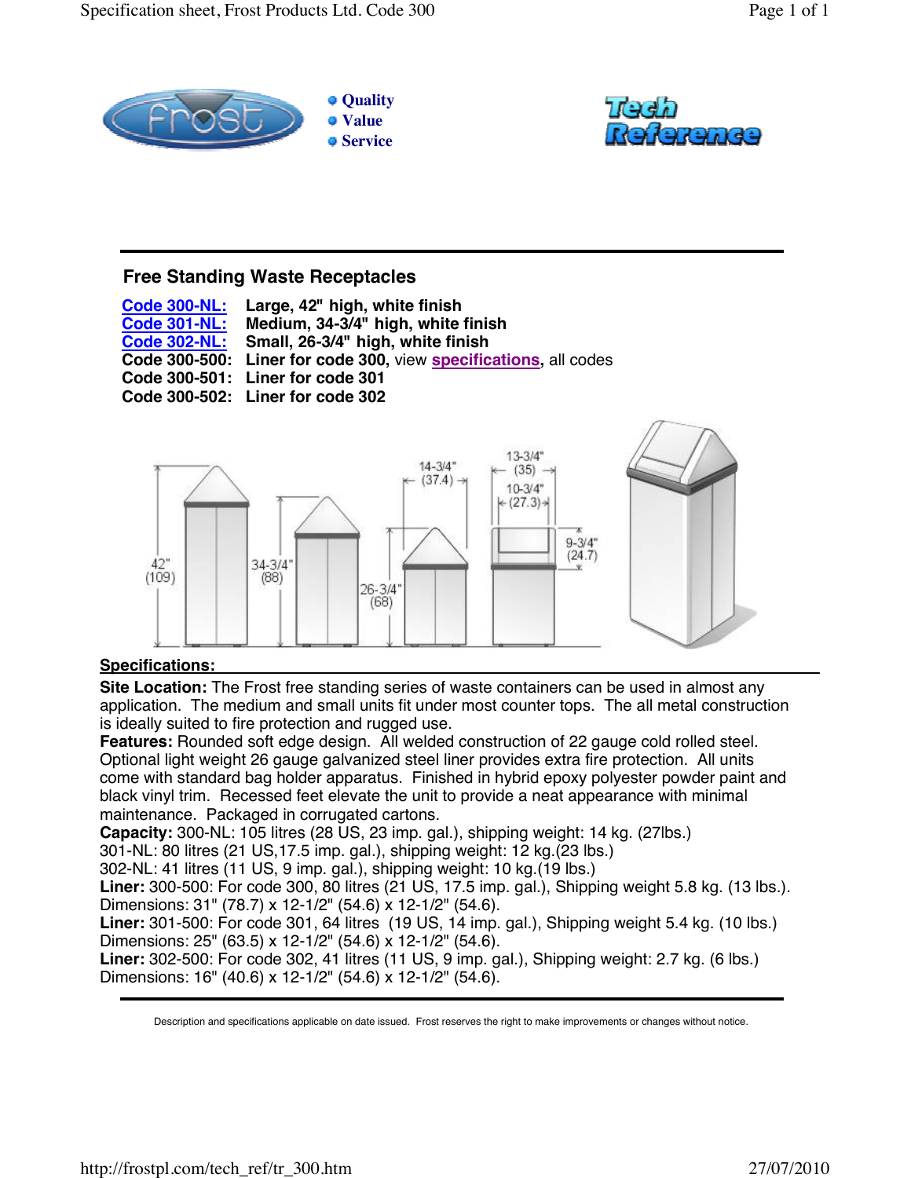Quality
Value
Service

# Free Standing Waste Receptacles

**Code 300-NL:** **Large, 42" high, white finish**
**Code 301-NL:** **Medium, 34-3/4" high, white finish**
**Code 302-NL:** **Small, 26-3/4" high, white finish**
**Code 300-500:** **Liner for code 300,** view **specifications**, all codes
**Code 300-501:** **Liner for code 301**
**Code 300-502:** **Liner for code 302**

## Specifications:

**Site Location:** The Frost free standing series of waste containers can be used in almost any application. The medium and small units fit under most counter tops. The all metal construction is ideally suited to fire protection and rugged use.

**Features:** Rounded soft edge design. All welded construction of 22 gauge cold rolled steel. Optional light weight 26 gauge galvanized steel liner provides extra fire protection. All units come with standard bag holder apparatus. Finished in hybrid epoxy polyester powder paint and black vinyl trim. Recessed feet elevate the unit to provide a neat appearance with minimal maintenance. Packaged in corrugated cartons.

**Capacity:** 300-NL: 105 litres (28 US, 23 imp. gal.), shipping weight: 14 kg. (27lbs.)
301-NL: 80 litres (21 US,17.5 imp. gal.), shipping weight: 12 kg.(23 lbs.)
302-NL: 41 litres (11 US, 9 imp. gal.), shipping weight: 10 kg.(19 lbs.)

**Liner:** 300-500: For code 300, 80 litres (21 US, 17.5 imp. gal.), Shipping weight 5.8 kg. (13 lbs.). Dimensions: 31" (78.7) x 12-1/2" (54.6) x 12-1/2" (54.6).

**Liner:** 301-500: For code 301, 64 litres (19 US, 14 imp. gal.), Shipping weight 5.4 kg. (10 lbs.) Dimensions: 25" (63.5) x 12-1/2" (54.6) x 12-1/2" (54.6).

**Liner:** 302-500: For code 302, 41 litres (11 US, 9 imp. gal.), Shipping weight: 2.7 kg. (6 lbs.) Dimensions: 16" (40.6) x 12-1/2" (54.6) x 12-1/2" (54.6).

Description and specifications applicable on date issued. Frost reserves the right to make improvements or changes without notice.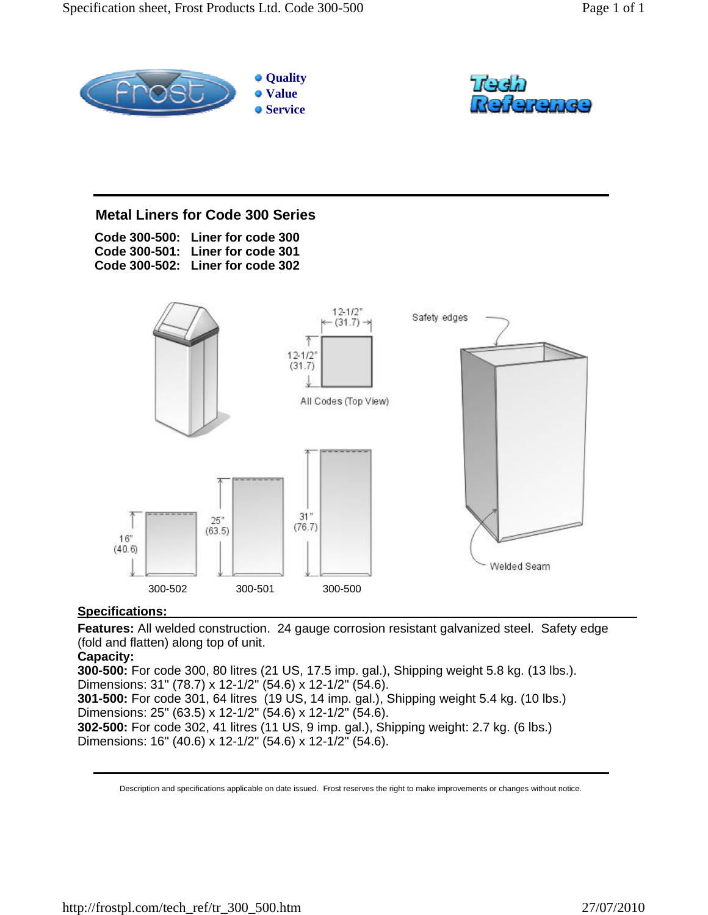Quality
Value
Service

Tech Reference

## Metal Liners for Code 300 Series

**Code 300-500: Liner for code 300**
**Code 300-501: Liner for code 301**
**Code 300-502: Liner for code 302**

12-1/2" (31.7)
12-1/2" (31.7)
All Codes (Top View)

Safety edges

Welded Seam

16" (40.6)
25" (63.5)
31" (76.7)

300-502
300-501
300-500

**Specifications:**

**Features:** All welded construction. 24 gauge corrosion resistant galvanized steel. Safety edge (fold and flatten) along top of unit.

**Capacity:**

**300-500:** For code 300, 80 litres (21 US, 17.5 imp. gal.), Shipping weight 5.8 kg. (13 lbs.). Dimensions: 31" (78.7) x 12-1/2" (54.6) x 12-1/2" (54.6).

**301-500:** For code 301, 64 litres (19 US, 14 imp. gal.), Shipping weight 5.4 kg. (10 lbs.) Dimensions: 25" (63.5) x 12-1/2" (54.6) x 12-1/2" (54.6).

**302-500:** For code 302, 41 litres (11 US, 9 imp. gal.), Shipping weight: 2.7 kg. (6 lbs.) Dimensions: 16" (40.6) x 12-1/2" (54.6) x 12-1/2" (54.6).

Description and specifications applicable on date issued. Frost reserves the right to make improvements or changes without notice.